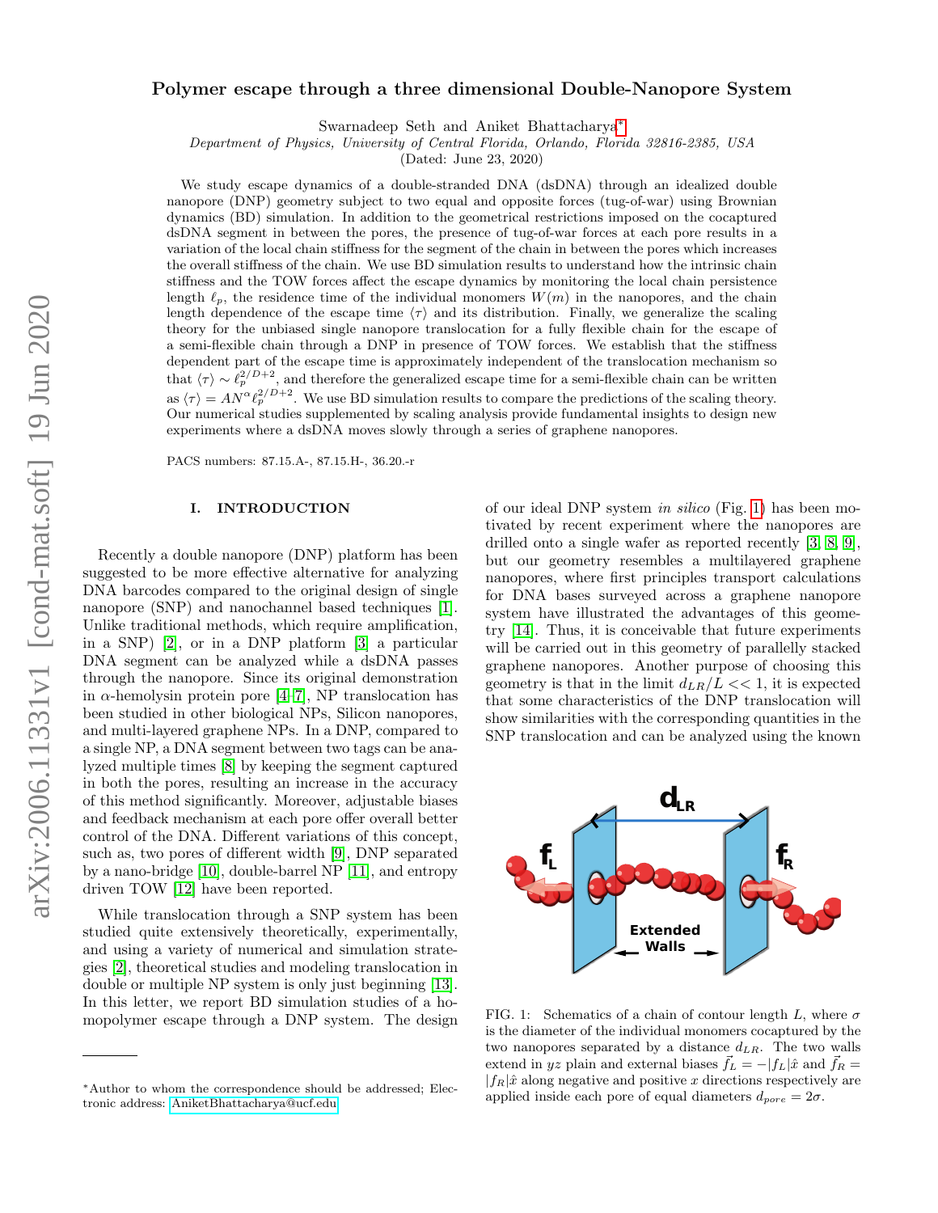# Polymer escape through a three dimensional Double-Nanopore System

Swarnadeep Seth and Aniket Bhattacharya*

*Department of Physics, University of Central Florida, Orlando, Florida 32816-2385, USA*

(Dated: June 23, 2020)

We study escape dynamics of a double-stranded DNA (dsDNA) through an idealized double nanopore (DNP) geometry subject to two equal and opposite forces (tug-of-war) using Brownian dynamics (BD) simulation. In addition to the geometrical restrictions imposed on the cocaptured dsDNA segment in between the pores, the presence of tug-of-war forces at each pore results in a variation of the local chain stiffness for the segment of the chain in between the pores which increases the overall stiffness of the chain. We use BD simulation results to understand how the intrinsic chain stiffness and the TOW forces affect the escape dynamics by monitoring the local chain persistence length $\ell_p$, the residence time of the individual monomers $W(m)$ in the nanopores, and the chain length dependence of the escape time $\langle\tau\rangle$ and its distribution. Finally, we generalize the scaling theory for the unbiased single nanopore translocation for a fully flexible chain for the escape of a semi-flexible chain through a DNP in presence of TOW forces. We establish that the stiffness dependent part of the escape time is approximately independent of the translocation mechanism so that $\langle\tau\rangle \sim \ell_p^{2/D+2}$, and therefore the generalized escape time for a semi-flexible chain can be written as $\langle\tau\rangle = AN^{\alpha}\ell_p^{2/D+2}$. We use BD simulation results to compare the predictions of the scaling theory. Our numerical studies supplemented by scaling analysis provide fundamental insights to design new experiments where a dsDNA moves slowly through a series of graphene nanopores.

PACS numbers: 87.15.A-, 87.15.H-, 36.20.-r

## I. INTRODUCTION

Recently a double nanopore (DNP) platform has been suggested to be more effective alternative for analyzing DNA barcodes compared to the original design of single nanopore (SNP) and nanochannel based techniques [1]. Unlike traditional methods, which require amplification, in a SNP) [2], or in a DNP platform [3] a particular DNA segment can be analyzed while a dsDNA passes through the nanopore. Since its original demonstration in $\alpha$-hemolysin protein pore [4–7], NP translocation has been studied in other biological NPs, Silicon nanopores, and multi-layered graphene NPs. In a DNP, compared to a single NP, a DNA segment between two tags can be analyzed multiple times [8] by keeping the segment captured in both the pores, resulting an increase in the accuracy of this method significantly. Moreover, adjustable biases and feedback mechanism at each pore offer overall better control of the DNA. Different variations of this concept, such as, two pores of different width [9], DNP separated by a nano-bridge [10], double-barrel NP [11], and entropy driven TOW [12] have been reported.

While translocation through a SNP system has been studied quite extensively theoretically, experimentally, and using a variety of numerical and simulation strategies [2], theoretical studies and modeling translocation in double or multiple NP system is only just beginning [13]. In this letter, we report BD simulation studies of a homopolymer escape through a DNP system. The design of our ideal DNP system *in silico* (Fig. 1) has been motivated by recent experiment where the nanopores are drilled onto a single wafer as reported recently [3, 8, 9], but our geometry resembles a multilayered graphene nanopores, where first principles transport calculations for DNA bases surveyed across a graphene nanopore system have illustrated the advantages of this geometry [14]. Thus, it is conceivable that future experiments will be carried out in this geometry of parallelly stacked graphene nanopores. Another purpose of choosing this geometry is that in the limit $d_{LR}/L << 1$, it is expected that some characteristics of the DNP translocation will show similarities with the corresponding quantities in the SNP translocation and can be analyzed using the known

FIG. 1: Schematics of a chain of contour length $L$, where $\sigma$ is the diameter of the individual monomers cocaptured by the two nanopores separated by a distance $d_{LR}$. The two walls extend in $yz$ plain and external biases $\vec{f}_L = -|f_L|\hat{x}$ and $\vec{f}_R = |f_R|\hat{x}$ along negative and positive $x$ directions respectively are applied inside each pore of equal diameters $d_{pore} = 2\sigma$.

*Author to whom the correspondence should be addressed; Electronic address: AniketBhattacharya@ucf.edu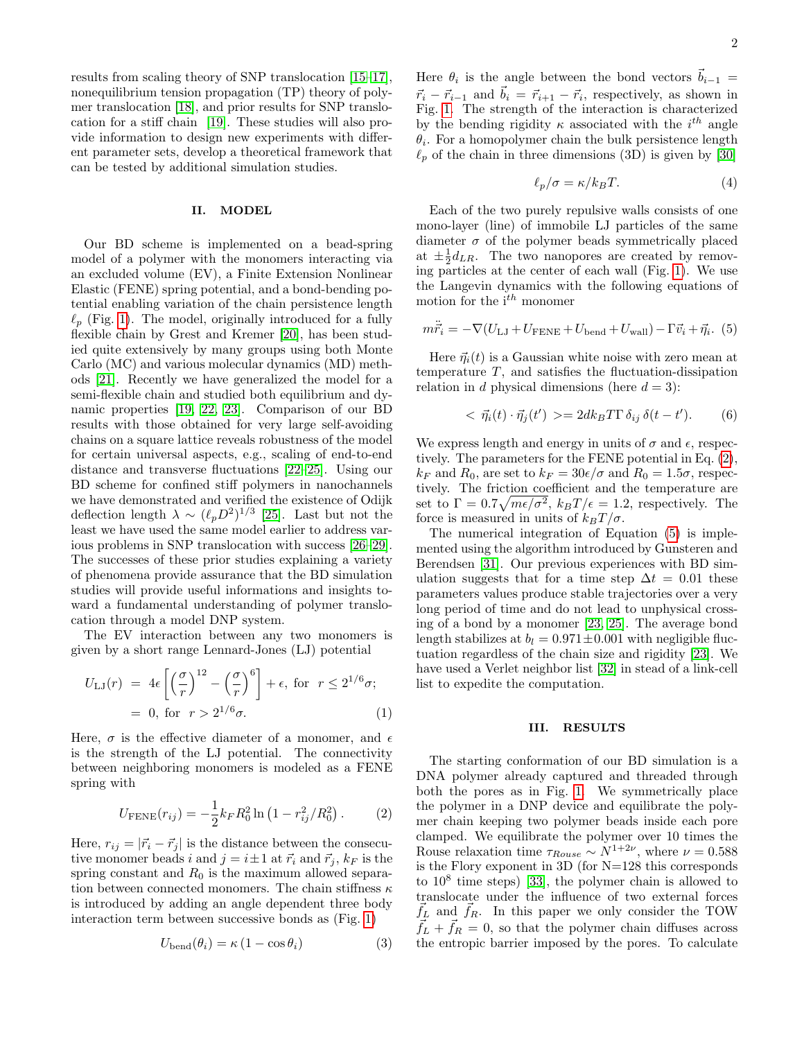results from scaling theory of SNP translocation [15–17], nonequilibrium tension propagation (TP) theory of polymer translocation [18], and prior results for SNP translocation for a stiff chain [19]. These studies will also provide information to design new experiments with different parameter sets, develop a theoretical framework that can be tested by additional simulation studies.

## II. MODEL

Our BD scheme is implemented on a bead-spring model of a polymer with the monomers interacting via an excluded volume (EV), a Finite Extension Nonlinear Elastic (FENE) spring potential, and a bond-bending potential enabling variation of the chain persistence length $\ell_p$ (Fig. 1). The model, originally introduced for a fully flexible chain by Grest and Kremer [20], has been studied quite extensively by many groups using both Monte Carlo (MC) and various molecular dynamics (MD) methods [21]. Recently we have generalized the model for a semi-flexible chain and studied both equilibrium and dynamic properties [19, 22, 23]. Comparison of our BD results with those obtained for very large self-avoiding chains on a square lattice reveals robustness of the model for certain universal aspects, e.g., scaling of end-to-end distance and transverse fluctuations [22–25]. Using our BD scheme for confined stiff polymers in nanochannels we have demonstrated and verified the existence of Odijk deflection length $\lambda \sim (\ell_p D^2)^{1/3}$ [25]. Last but not the least we have used the same model earlier to address various problems in SNP translocation with success [26–29]. The successes of these prior studies explaining a variety of phenomena provide assurance that the BD simulation studies will provide useful informations and insights toward a fundamental understanding of polymer translocation through a model DNP system.

The EV interaction between any two monomers is given by a short range Lennard-Jones (LJ) potential

$$
\begin{aligned}
U_{\mathrm{LJ}}(r) &= 4\epsilon\left[\left(\frac{\sigma}{r}\right)^{12}-\left(\frac{\sigma}{r}\right)^{6}\right]+\epsilon, \text{ for } r \le 2^{1/6}\sigma; \\
&= 0, \text{ for } r > 2^{1/6}\sigma. 
\end{aligned} \tag{1}
$$

Here, $\sigma$ is the effective diameter of a monomer, and $\epsilon$ is the strength of the LJ potential. The connectivity between neighboring monomers is modeled as a FENE spring with

$$
U_{\mathrm{FENE}}(r_{ij}) = -\frac{1}{2}k_F R_0^2 \ln\left(1 - r_{ij}^2/R_0^2\right). \tag{2}
$$

Here, $r_{ij} = |\vec{r}_i - \vec{r}_j|$ is the distance between the consecutive monomer beads $i$ and $j = i \pm 1$ at $\vec{r}_i$ and $\vec{r}_j$, $k_F$ is the spring constant and $R_0$ is the maximum allowed separation between connected monomers. The chain stiffness $\kappa$ is introduced by adding an angle dependent three body interaction term between successive bonds as (Fig. 1)

$$
U_{\mathrm{bend}}(\theta_i) = \kappa\left(1 - \cos\theta_i\right) \tag{3}
$$

Here $\theta_i$ is the angle between the bond vectors $\vec{b}_{i-1} = \vec{r}_i - \vec{r}_{i-1}$ and $\vec{b}_i = \vec{r}_{i+1} - \vec{r}_i$, respectively, as shown in Fig. 1. The strength of the interaction is characterized by the bending rigidity $\kappa$ associated with the $i^{th}$ angle $\theta_i$. For a homopolymer chain the bulk persistence length $\ell_p$ of the chain in three dimensions (3D) is given by [30]

$$
\ell_p/\sigma = \kappa/k_BT. \tag{4}
$$

Each of the two purely repulsive walls consists of one mono-layer (line) of immobile LJ particles of the same diameter $\sigma$ of the polymer beads symmetrically placed at $\pm\frac{1}{2}d_{LR}$. The two nanopores are created by removing particles at the center of each wall (Fig. 1). We use the Langevin dynamics with the following equations of motion for the i$^{th}$ monomer

$$
m\ddot{\vec{r}}_i = -\nabla(U_{\mathrm{LJ}} + U_{\mathrm{FENE}} + U_{\mathrm{bend}} + U_{\mathrm{wall}}) - \Gamma\vec{v}_i + \vec{\eta}_i. \tag{5}
$$

Here $\vec{\eta}_i(t)$ is a Gaussian white noise with zero mean at temperature $T$, and satisfies the fluctuation-dissipation relation in $d$ physical dimensions (here $d = 3$):

$$
<\vec{\eta}_i(t)\cdot\vec{\eta}_j(t')> = 2dk_BT\Gamma\,\delta_{ij}\,\delta(t-t'). \tag{6}
$$

We express length and energy in units of $\sigma$ and $\epsilon$, respectively. The parameters for the FENE potential in Eq. (2), $k_F$ and $R_0$, are set to $k_F = 30\epsilon/\sigma$ and $R_0 = 1.5\sigma$, respectively. The friction coefficient and the temperature are set to $\Gamma = 0.7\sqrt{m\epsilon/\sigma^2}$, $k_BT/\epsilon = 1.2$, respectively. The force is measured in units of $k_BT/\sigma$.

The numerical integration of Equation (5) is implemented using the algorithm introduced by Gunsteren and Berendsen [31]. Our previous experiences with BD simulation suggests that for a time step $\Delta t = 0.01$ these parameters values produce stable trajectories over a very long period of time and do not lead to unphysical crossing of a bond by a monomer [23, 25]. The average bond length stabilizes at $b_l = 0.971 \pm 0.001$ with negligible fluctuation regardless of the chain size and rigidity [23]. We have used a Verlet neighbor list [32] in stead of a link-cell list to expedite the computation.

## III. RESULTS

The starting conformation of our BD simulation is a DNA polymer already captured and threaded through both the pores as in Fig. 1. We symmetrically place the polymer in a DNP device and equilibrate the polymer chain keeping two polymer beads inside each pore clamped. We equilibrate the polymer over 10 times the Rouse relaxation time $\tau_{Rouse} \sim N^{1+2\nu}$, where $\nu = 0.588$ is the Flory exponent in 3D (for N=128 this corresponds to $10^8$ time steps) [33], the polymer chain is allowed to translocate under the influence of two external forces $\vec{f}_L$ and $\vec{f}_R$. In this paper we only consider the TOW $\vec{f}_L + \vec{f}_R = 0$, so that the polymer chain diffuses across the entropic barrier imposed by the pores. To calculate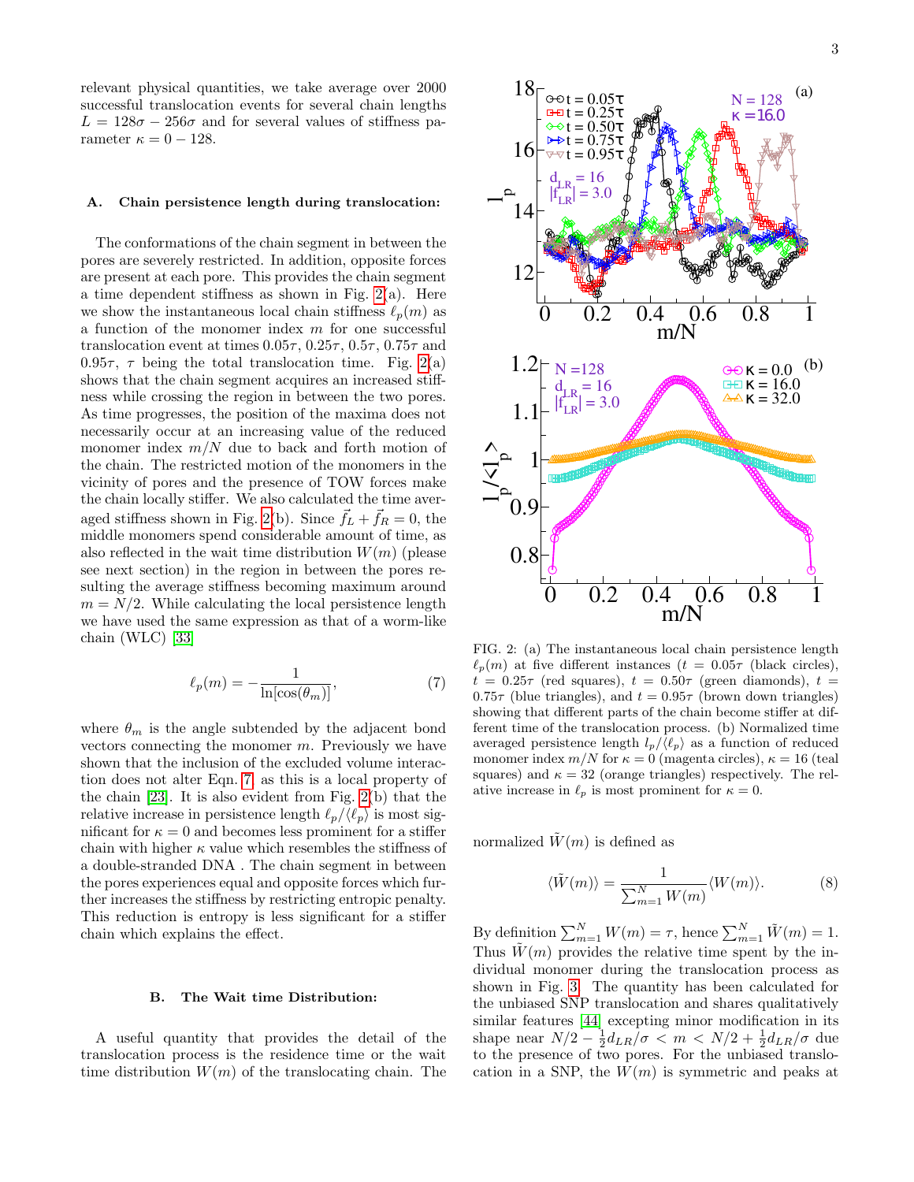relevant physical quantities, we take average over 2000 successful translocation events for several chain lengths $L = 128\sigma - 256\sigma$ and for several values of stiffness parameter $\kappa = 0 - 128$.

### A. Chain persistence length during translocation:

The conformations of the chain segment in between the pores are severely restricted. In addition, opposite forces are present at each pore. This provides the chain segment a time dependent stiffness as shown in Fig. 2(a). Here we show the instantaneous local chain stiffness $\ell_p(m)$ as a function of the monomer index $m$ for one successful translocation event at times $0.05\tau$, $0.25\tau$, $0.5\tau$, $0.75\tau$ and $0.95\tau$, $\tau$ being the total translocation time. Fig. 2(a) shows that the chain segment acquires an increased stiffness while crossing the region in between the two pores. As time progresses, the position of the maxima does not necessarily occur at an increasing value of the reduced monomer index $m/N$ due to back and forth motion of the chain. The restricted motion of the monomers in the vicinity of pores and the presence of TOW forces make the chain locally stiffer. We also calculated the time averaged stiffness shown in Fig. 2(b). Since $\vec{f}_L + \vec{f}_R = 0$, the middle monomers spend considerable amount of time, as also reflected in the wait time distribution $W(m)$ (please see next section) in the region in between the pores resulting the average stiffness becoming maximum around $m = N/2$. While calculating the local persistence length we have used the same expression as that of a worm-like chain (WLC) [33]

$$\ell_p(m) = -\frac{1}{\ln[\cos(\theta_m)]}, \tag{7}$$

where $\theta_m$ is the angle subtended by the adjacent bond vectors connecting the monomer $m$. Previously we have shown that the inclusion of the excluded volume interaction does not alter Eqn. 7 as this is a local property of the chain [23]. It is also evident from Fig. 2(b) that the relative increase in persistence length $\ell_p/\langle \ell_p \rangle$ is most significant for $\kappa = 0$ and becomes less prominent for a stiffer chain with higher $\kappa$ value which resembles the stiffness of a double-stranded DNA . The chain segment in between the pores experiences equal and opposite forces which further increases the stiffness by restricting entropic penalty. This reduction is entropy is less significant for a stiffer chain which explains the effect.

### B. The Wait time Distribution:

A useful quantity that provides the detail of the translocation process is the residence time or the wait time distribution $W(m)$ of the translocating chain. The normalized $\tilde{W}(m)$ is defined as

$$\langle \tilde{W}(m) \rangle = \frac{1}{\sum_{m=1}^{N} W(m)} \langle W(m) \rangle. \tag{8}$$

By definition $\sum_{m=1}^{N} W(m) = \tau$, hence $\sum_{m=1}^{N} \tilde{W}(m) = 1$. Thus $\tilde{W}(m)$ provides the relative time spent by the individual monomer during the translocation process as shown in Fig. 3. The quantity has been calculated for the unbiased SNP translocation and shares qualitatively similar features [44] excepting minor modification in its shape near $N/2 - \frac{1}{2}d_{LR}/\sigma < m < N/2 + \frac{1}{2}d_{LR}/\sigma$ due to the presence of two pores. For the unbiased translocation in a SNP, the $W(m)$ is symmetric and peaks at

FIG. 2: (a) The instantaneous local chain persistence length $\ell_p(m)$ at five different instances ($t = 0.05\tau$ (black circles), $t = 0.25\tau$ (red squares), $t = 0.50\tau$ (green diamonds), $t = 0.75\tau$ (blue triangles), and $t = 0.95\tau$ (brown down triangles) showing that different parts of the chain become stiffer at different time of the translocation process. (b) Normalized time averaged persistence length $l_p/\langle \ell_p \rangle$ as a function of reduced monomer index $m/N$ for $\kappa = 0$ (magenta circles), $\kappa = 16$ (teal squares) and $\kappa = 32$ (orange triangles) respectively. The relative increase in $\ell_p$ is most prominent for $\kappa = 0$.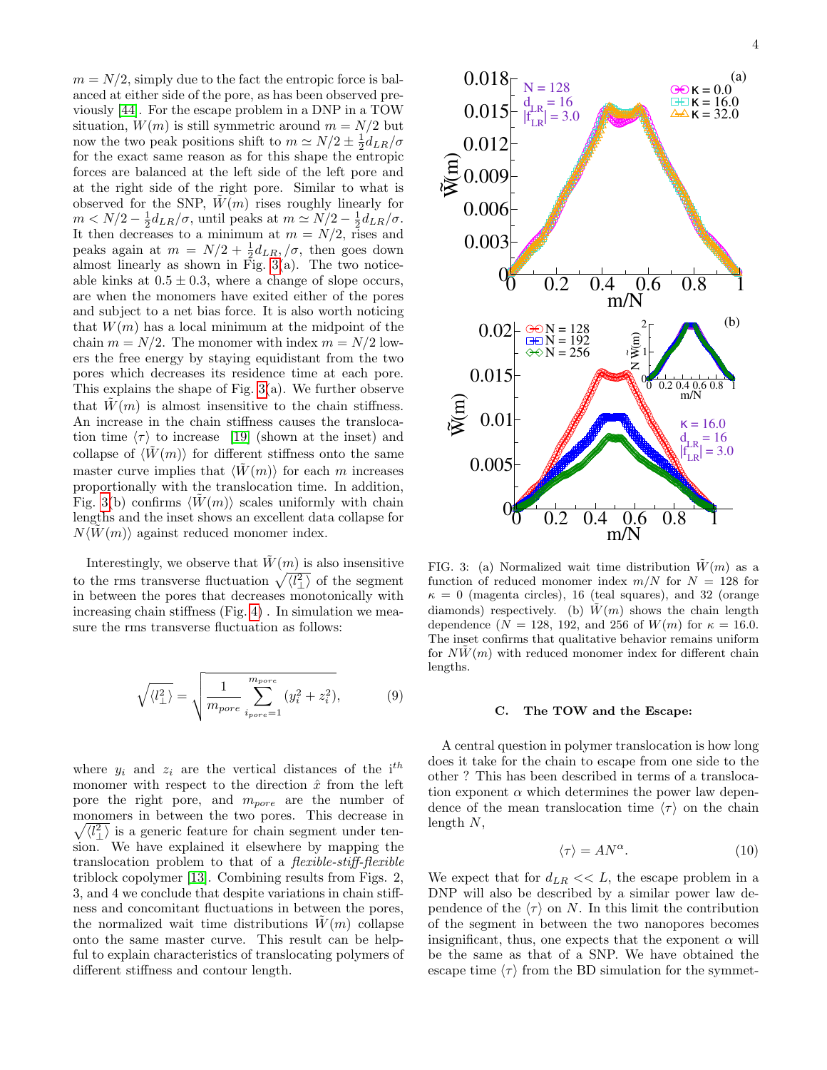$m = N/2$, simply due to the fact the entropic force is balanced at either side of the pore, as has been observed previously [44]. For the escape problem in a DNP in a TOW situation, $W(m)$ is still symmetric around $m = N/2$ but now the two peak positions shift to $m \simeq N/2 \pm \frac{1}{2}d_{LR}/\sigma$ for the exact same reason as for this shape the entropic forces are balanced at the left side of the left pore and at the right side of the right pore. Similar to what is observed for the SNP, $\tilde{W}(m)$ rises roughly linearly for $m < N/2 - \frac{1}{2}d_{LR}/\sigma$, until peaks at $m \simeq N/2 - \frac{1}{2}d_{LR}/\sigma$. It then decreases to a minimum at $m = N/2$, rises and peaks again at $m = N/2 + \frac{1}{2}d_{LR},/\sigma$, then goes down almost linearly as shown in Fig. 3(a). The two noticeable kinks at $0.5 \pm 0.3$, where a change of slope occurs, are when the monomers have exited either of the pores and subject to a net bias force. It is also worth noticing that $W(m)$ has a local minimum at the midpoint of the chain $m = N/2$. The monomer with index $m = N/2$ lowers the free energy by staying equidistant from the two pores which decreases its residence time at each pore. This explains the shape of Fig. 3(a). We further observe that $\tilde{W}(m)$ is almost insensitive to the chain stiffness. An increase in the chain stiffness causes the translocation time $\langle \tau \rangle$ to increase [19] (shown at the inset) and collapse of $\langle \tilde{W}(m) \rangle$ for different stiffness onto the same master curve implies that $\langle \tilde{W}(m) \rangle$ for each $m$ increases proportionally with the translocation time. In addition, Fig. 3(b) confirms $\langle \tilde{W}(m) \rangle$ scales uniformly with chain lengths and the inset shows an excellent data collapse for $N \langle \tilde{W}(m) \rangle$ against reduced monomer index.

Interestingly, we observe that $\tilde{W}(m)$ is also insensitive to the rms transverse fluctuation $\sqrt{\langle l_\perp^2 \rangle}$ of the segment in between the pores that decreases monotonically with increasing chain stiffness (Fig. 4) . In simulation we measure the rms transverse fluctuation as follows:

$$\sqrt{\langle l_\perp^2 \rangle} = \sqrt{\frac{1}{m_{pore}} \sum_{i_{pore}=1}^{m_{pore}} (y_i^2 + z_i^2)}, \tag{9}$$

where $y_i$ and $z_i$ are the vertical distances of the i$^{th}$ monomer with respect to the direction $\hat{x}$ from the left pore the right pore, and $m_{pore}$ are the number of monomers in between the two pores. This decrease in $\sqrt{\langle l_\perp^2 \rangle}$ is a generic feature for chain segment under tension. We have explained it elsewhere by mapping the translocation problem to that of a *flexible-stiff-flexible* triblock copolymer [13]. Combining results from Figs. 2, 3, and 4 we conclude that despite variations in chain stiffness and concomitant fluctuations in between the pores, the normalized wait time distributions $\tilde{W}(m)$ collapse onto the same master curve. This result can be helpful to explain characteristics of translocating polymers of different stiffness and contour length.

FIG. 3: (a) Normalized wait time distribution $\tilde{W}(m)$ as a function of reduced monomer index $m/N$ for $N = 128$ for $\kappa = 0$ (magenta circles), 16 (teal squares), and 32 (orange diamonds) respectively. (b) $\tilde{W}(m)$ shows the chain length dependence ($N = 128$, 192, and 256 of $W(m)$ for $\kappa = 16.0$. The inset confirms that qualitative behavior remains uniform for $N\tilde{W}(m)$ with reduced monomer index for different chain lengths.

### C. The TOW and the Escape:

A central question in polymer translocation is how long does it take for the chain to escape from one side to the other ? This has been described in terms of a translocation exponent $\alpha$ which determines the power law dependence of the mean translocation time $\langle \tau \rangle$ on the chain length $N$,

$$\langle \tau \rangle = AN^\alpha. \tag{10}$$

We expect that for $d_{LR} << L$, the escape problem in a DNP will also be described by a similar power law dependence of the $\langle \tau \rangle$ on $N$. In this limit the contribution of the segment in between the two nanopores becomes insignificant, thus, one expects that the exponent $\alpha$ will be the same as that of a SNP. We have obtained the escape time $\langle \tau \rangle$ from the BD simulation for the symmet-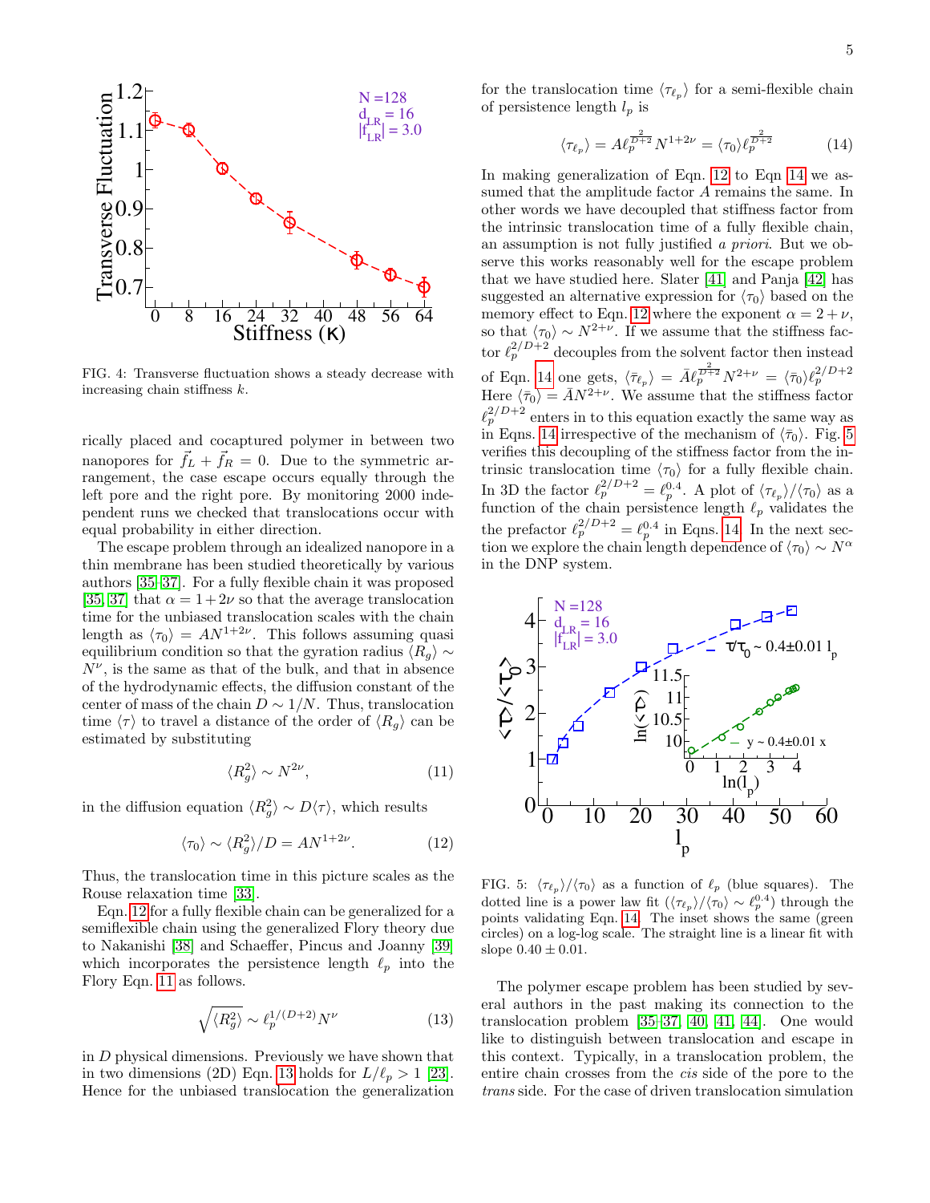FIG. 4: Transverse fluctuation shows a steady decrease with increasing chain stiffness $k$.

rically placed and cocaptured polymer in between two nanopores for $\vec{f}_L + \vec{f}_R = 0$. Due to the symmetric arrangement, the case escape occurs equally through the left pore and the right pore. By monitoring 2000 independent runs we checked that translocations occur with equal probability in either direction.

The escape problem through an idealized nanopore in a thin membrane has been studied theoretically by various authors [35–37]. For a fully flexible chain it was proposed [35, 37] that $\alpha = 1+2\nu$ so that the average translocation time for the unbiased translocation scales with the chain length as $\langle\tau_0\rangle = AN^{1+2\nu}$. This follows assuming quasi equilibrium condition so that the gyration radius $\langle R_g\rangle \sim N^{\nu}$, is the same as that of the bulk, and that in absence of the hydrodynamic effects, the diffusion constant of the center of mass of the chain $D \sim 1/N$. Thus, translocation time $\langle\tau\rangle$ to travel a distance of the order of $\langle R_g\rangle$ can be estimated by substituting

$$\langle R_g^2\rangle \sim N^{2\nu}, \tag{11}$$

in the diffusion equation $\langle R_g^2\rangle \sim D\langle\tau\rangle$, which results

$$\langle\tau_0\rangle \sim \langle R_g^2\rangle/D = AN^{1+2\nu}. \tag{12}$$

Thus, the translocation time in this picture scales as the Rouse relaxation time [33].

Eqn. 12 for a fully flexible chain can be generalized for a semiflexible chain using the generalized Flory theory due to Nakanishi [38] and Schaeffer, Pincus and Joanny [39] which incorporates the persistence length $\ell_p$ into the Flory Eqn. 11 as follows.

$$\sqrt{\langle R_g^2\rangle} \sim \ell_p^{1/(D+2)} N^{\nu} \tag{13}$$

in $D$ physical dimensions. Previously we have shown that in two dimensions (2D) Eqn. 13 holds for $L/\ell_p > 1$ [23]. Hence for the unbiased translocation the generalization for the translocation time $\langle\tau_{\ell_p}\rangle$ for a semi-flexible chain of persistence length $l_p$ is

$$\langle\tau_{\ell_p}\rangle = A\ell_p^{\frac{2}{D+2}} N^{1+2\nu} = \langle\tau_0\rangle\ell_p^{\frac{2}{D+2}} \tag{14}$$

In making generalization of Eqn. 12 to Eqn 14 we assumed that the amplitude factor $A$ remains the same. In other words we have decoupled that stiffness factor from the intrinsic translocation time of a fully flexible chain, an assumption is not fully justified *a priori*. But we observe this works reasonably well for the escape problem that we have studied here. Slater [41] and Panja [42] has suggested an alternative expression for $\langle\tau_0\rangle$ based on the memory effect to Eqn. 12 where the exponent $\alpha = 2+\nu$, so that $\langle\tau_0\rangle \sim N^{2+\nu}$. If we assume that the stiffness factor $\ell_p^{2/D+2}$ decouples from the solvent factor then instead of Eqn. 14 one gets, $\langle\bar{\tau}_{\ell_p}\rangle = \bar{A}\ell_p^{\frac{2}{D+2}} N^{2+\nu} = \langle\bar{\tau}_0\rangle\ell_p^{2/D+2}$ Here $\langle\bar{\tau}_0\rangle = \bar{A}N^{2+\nu}$. We assume that the stiffness factor $\ell_p^{2/D+2}$ enters in to this equation exactly the same way as in Eqns. 14 irrespective of the mechanism of $\langle\bar{\tau}_0\rangle$. Fig. 5 verifies this decoupling of the stiffness factor from the intrinsic translocation time $\langle\tau_0\rangle$ for a fully flexible chain. In 3D the factor $\ell_p^{2/D+2} = \ell_p^{0.4}$. A plot of $\langle\tau_{\ell_p}\rangle/\langle\tau_0\rangle$ as a function of the chain persistence length $\ell_p$ validates the the prefactor $\ell_p^{2/D+2} = \ell_p^{0.4}$ in Eqns. 14. In the next section we explore the chain length dependence of $\langle\tau_0\rangle \sim N^{\alpha}$ in the DNP system.

FIG. 5: $\langle\tau_{\ell_p}\rangle/\langle\tau_0\rangle$ as a function of $\ell_p$ (blue squares). The dotted line is a power law fit ($\langle\tau_{\ell_p}\rangle/\langle\tau_0\rangle \sim \ell_p^{0.4}$) through the points validating Eqn. 14. The inset shows the same (green circles) on a log-log scale. The straight line is a linear fit with slope $0.40 \pm 0.01$.

The polymer escape problem has been studied by several authors in the past making its connection to the translocation problem [35–37, 40, 41, 44]. One would like to distinguish between translocation and escape in this context. Typically, in a translocation problem, the entire chain crosses from the *cis* side of the pore to the *trans* side. For the case of driven translocation simulation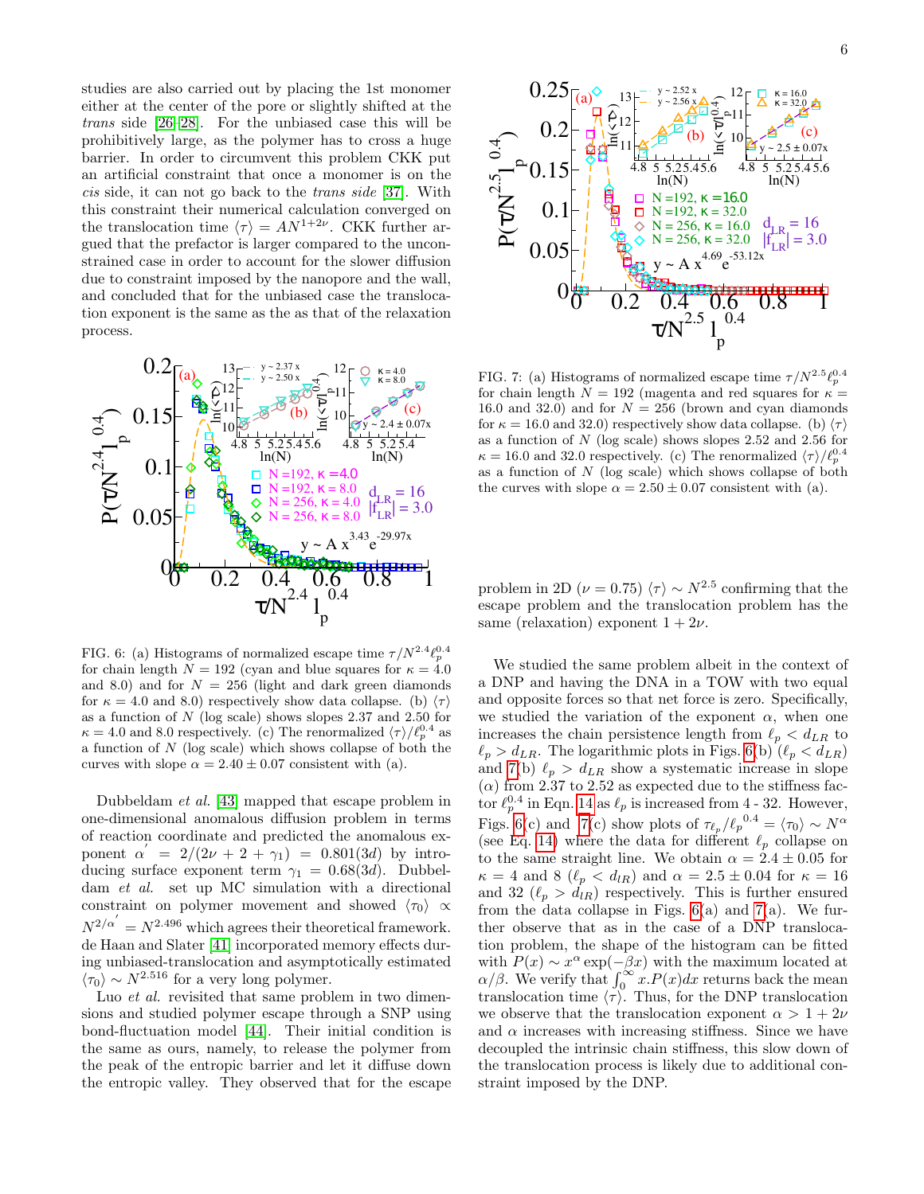studies are also carried out by placing the 1st monomer either at the center of the pore or slightly shifted at the *trans* side [26–28]. For the unbiased case this will be prohibitively large, as the polymer has to cross a huge barrier. In order to circumvent this problem CKK put an artificial constraint that once a monomer is on the *cis* side, it can not go back to the *trans side* [37]. With this constraint their numerical calculation converged on the translocation time $\langle\tau\rangle = AN^{1+2\nu}$. CKK further argued that the prefactor is larger compared to the unconstrained case in order to account for the slower diffusion due to constraint imposed by the nanopore and the wall, and concluded that for the unbiased case the translocation exponent is the same as the as that of the relaxation process.

FIG. 6: (a) Histograms of normalized escape time $\tau/N^{2.4}\ell_p^{0.4}$ for chain length $N = 192$ (cyan and blue squares for $\kappa = 4.0$ and 8.0) and for $N = 256$ (light and dark green diamonds for $\kappa = 4.0$ and 8.0) respectively show data collapse. (b) $\langle\tau\rangle$ as a function of $N$ (log scale) shows slopes 2.37 and 2.50 for $\kappa = 4.0$ and 8.0 respectively. (c) The renormalized $\langle\tau\rangle/\ell_p^{0.4}$ as a function of $N$ (log scale) which shows collapse of both the curves with slope $\alpha = 2.40 \pm 0.07$ consistent with (a).

Dubbeldam *et al.* [43] mapped that escape problem in one-dimensional anomalous diffusion problem in terms of reaction coordinate and predicted the anomalous exponent $\alpha' = 2/(2\nu + 2 + \gamma_1) = 0.801(3d)$ by introducing surface exponent term $\gamma_1 = 0.68(3d)$. Dubbeldam *et al.* set up MC simulation with a directional constraint on polymer movement and showed $\langle\tau_0\rangle \propto N^{2/\alpha'} = N^{2.496}$ which agrees their theoretical framework. de Haan and Slater [41] incorporated memory effects during unbiased-translocation and asymptotically estimated $\langle\tau_0\rangle \sim N^{2.516}$ for a very long polymer.

Luo *et al.* revisited that same problem in two dimensions and studied polymer escape through a SNP using bond-fluctuation model [44]. Their initial condition is the same as ours, namely, to release the polymer from the peak of the entropic barrier and let it diffuse down the entropic valley. They observed that for the escape problem in 2D ($\nu = 0.75$) $\langle\tau\rangle \sim N^{2.5}$ confirming that the escape problem and the translocation problem has the same (relaxation) exponent $1 + 2\nu$.

FIG. 7: (a) Histograms of normalized escape time $\tau/N^{2.5}\ell_p^{0.4}$ for chain length $N = 192$ (magenta and red squares for $\kappa = 16.0$ and 32.0) and for $N = 256$ (brown and cyan diamonds for $\kappa = 16.0$ and 32.0) respectively show data collapse. (b) $\langle\tau\rangle$ as a function of $N$ (log scale) shows slopes 2.52 and 2.56 for $\kappa = 16.0$ and 32.0 respectively. (c) The renormalized $\langle\tau\rangle/\ell_p^{0.4}$ as a function of $N$ (log scale) which shows collapse of both the curves with slope $\alpha = 2.50 \pm 0.07$ consistent with (a).

We studied the same problem albeit in the context of a DNP and having the DNA in a TOW with two equal and opposite forces so that net force is zero. Specifically, we studied the variation of the exponent $\alpha$, when one increases the chain persistence length from $\ell_p < d_{LR}$ to $\ell_p > d_{LR}$. The logarithmic plots in Figs. 6(b) ($\ell_p < d_{LR}$) and 7(b) $\ell_p > d_{LR}$ show a systematic increase in slope ($\alpha$) from 2.37 to 2.52 as expected due to the stiffness factor $\ell_p^{0.4}$ in Eqn. 14 as $\ell_p$ is increased from 4 - 32. However, Figs. 6(c) and 7(c) show plots of $\tau_{\ell_p}/\ell_p{}^{0.4} = \langle\tau_0\rangle \sim N^\alpha$ (see Eq. 14) where the data for different $\ell_p$ collapse on to the same straight line. We obtain $\alpha = 2.4 \pm 0.05$ for $\kappa = 4$ and 8 ($\ell_p < d_{lR}$) and $\alpha = 2.5 \pm 0.04$ for $\kappa = 16$ and 32 ($\ell_p > d_{lR}$) respectively. This is further ensured from the data collapse in Figs. 6(a) and 7(a). We further observe that as in the case of a DNP translocation problem, the shape of the histogram can be fitted with $P(x) \sim x^\alpha \exp(-\beta x)$ with the maximum located at $\alpha/\beta$. We verify that $\int_0^\infty x.P(x)dx$ returns back the mean translocation time $\langle\tau\rangle$. Thus, for the DNP translocation we observe that the translocation exponent $\alpha > 1 + 2\nu$ and $\alpha$ increases with increasing stiffness. Since we have decoupled the intrinsic chain stiffness, this slow down of the translocation process is likely due to additional constraint imposed by the DNP.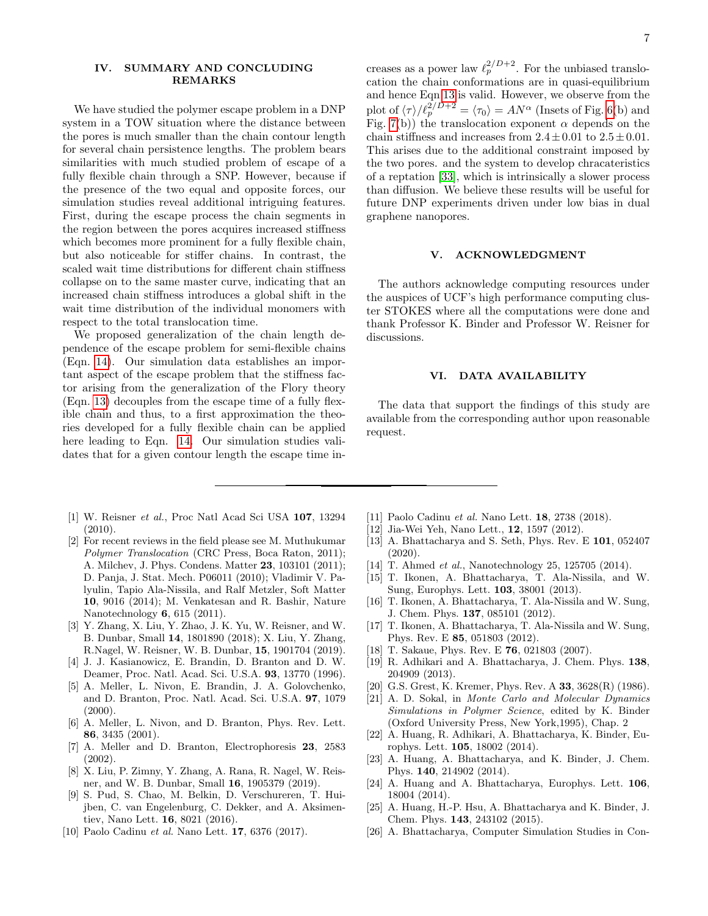## IV. SUMMARY AND CONCLUDING REMARKS

We have studied the polymer escape problem in a DNP system in a TOW situation where the distance between the pores is much smaller than the chain contour length for several chain persistence lengths. The problem bears similarities with much studied problem of escape of a fully flexible chain through a SNP. However, because if the presence of the two equal and opposite forces, our simulation studies reveal additional intriguing features. First, during the escape process the chain segments in the region between the pores acquires increased stiffness which becomes more prominent for a fully flexible chain, but also noticeable for stiffer chains. In contrast, the scaled wait time distributions for different chain stiffness collapse on to the same master curve, indicating that an increased chain stiffness introduces a global shift in the wait time distribution of the individual monomers with respect to the total translocation time.

We proposed generalization of the chain length dependence of the escape problem for semi-flexible chains (Eqn. 14). Our simulation data establishes an important aspect of the escape problem that the stiffness factor arising from the generalization of the Flory theory (Eqn. 13) decouples from the escape time of a fully flexible chain and thus, to a first approximation the theories developed for a fully flexible chain can be applied here leading to Eqn. 14. Our simulation studies validates that for a given contour length the escape time increases as a power law $\ell_p^{2/D+2}$. For the unbiased translocation the chain conformations are in quasi-equilibrium and hence Eqn 13 is valid. However, we observe from the plot of $\langle \tau \rangle / \ell_p^{2/D+2} = \langle \tau_0 \rangle = AN^{\alpha}$ (Insets of Fig. 6(b) and Fig. 7(b)) the translocation exponent $\alpha$ depends on the chain stiffness and increases from $2.4 \pm 0.01$ to $2.5 \pm 0.01$. This arises due to the additional constraint imposed by the two pores. and the system to develop chracateristics of a reptation [33], which is intrinsically a slower process than diffusion. We believe these results will be useful for future DNP experiments driven under low bias in dual graphene nanopores.

## V. ACKNOWLEDGMENT

The authors acknowledge computing resources under the auspices of UCF's high performance computing cluster STOKES where all the computations were done and thank Professor K. Binder and Professor W. Reisner for discussions.

## VI. DATA AVAILABILITY

The data that support the findings of this study are available from the corresponding author upon reasonable request.

---

[1] W. Reisner *et al.*, Proc Natl Acad Sci USA **107**, 13294 (2010).

[2] For recent reviews in the field please see M. Muthukumar *Polymer Translocation* (CRC Press, Boca Raton, 2011); A. Milchev, J. Phys. Condens. Matter **23**, 103101 (2011); D. Panja, J. Stat. Mech. P06011 (2010); Vladimir V. Palyulin, Tapio Ala-Nissila, and Ralf Metzler, Soft Matter **10**, 9016 (2014); M. Venkatesan and R. Bashir, Nature Nanotechnology **6**, 615 (2011).

[3] Y. Zhang, X. Liu, Y. Zhao, J. K. Yu, W. Reisner, and W. B. Dunbar, Small **14**, 1801890 (2018); X. Liu, Y. Zhang, R.Nagel, W. Reisner, W. B. Dunbar, **15**, 1901704 (2019).

[4] J. J. Kasianowicz, E. Brandin, D. Branton and D. W. Deamer, Proc. Natl. Acad. Sci. U.S.A. **93**, 13770 (1996).

[5] A. Meller, L. Nivon, E. Brandin, J. A. Golovchenko, and D. Branton, Proc. Natl. Acad. Sci. U.S.A. **97**, 1079 (2000).

[6] A. Meller, L. Nivon, and D. Branton, Phys. Rev. Lett. **86**, 3435 (2001).

[7] A. Meller and D. Branton, Electrophoresis **23**, 2583 (2002).

[8] X. Liu, P. Zimny, Y. Zhang, A. Rana, R. Nagel, W. Reisner, and W. B. Dunbar, Small **16**, 1905379 (2019).

[9] S. Pud, S. Chao, M. Belkin, D. Verschureren, T. Huijben, C. van Engelenburg, C. Dekker, and A. Aksimentiev, Nano Lett. **16**, 8021 (2016).

[10] Paolo Cadinu *et al.* Nano Lett. **17**, 6376 (2017).

[11] Paolo Cadinu *et al.* Nano Lett. **18**, 2738 (2018).

[12] Jia-Wei Yeh, Nano Lett., **12**, 1597 (2012).

[13] A. Bhattacharya and S. Seth, Phys. Rev. E **101**, 052407 (2020).

[14] T. Ahmed *et al.*, Nanotechnology 25, 125705 (2014).

[15] T. Ikonen, A. Bhattacharya, T. Ala-Nissila, and W. Sung, Europhys. Lett. **103**, 38001 (2013).

[16] T. Ikonen, A. Bhattacharya, T. Ala-Nissila and W. Sung, J. Chem. Phys. **137**, 085101 (2012).

[17] T. Ikonen, A. Bhattacharya, T. Ala-Nissila and W. Sung, Phys. Rev. E **85**, 051803 (2012).

[18] T. Sakaue, Phys. Rev. E **76**, 021803 (2007).

[19] R. Adhikari and A. Bhattacharya, J. Chem. Phys. **138**, 204909 (2013).

[20] G.S. Grest, K. Kremer, Phys. Rev. A **33**, 3628(R) (1986).

[21] A. D. Sokal, in *Monte Carlo and Molecular Dynamics Simulations in Polymer Science*, edited by K. Binder (Oxford University Press, New York,1995), Chap. 2

[22] A. Huang, R. Adhikari, A. Bhattacharya, K. Binder, Europhys. Lett. **105**, 18002 (2014).

[23] A. Huang, A. Bhattacharya, and K. Binder, J. Chem. Phys. **140**, 214902 (2014).

[24] A. Huang and A. Bhattacharya, Europhys. Lett. **106**, 18004 (2014).

[25] A. Huang, H.-P. Hsu, A. Bhattacharya and K. Binder, J. Chem. Phys. **143**, 243102 (2015).

[26] A. Bhattacharya, Computer Simulation Studies in Con-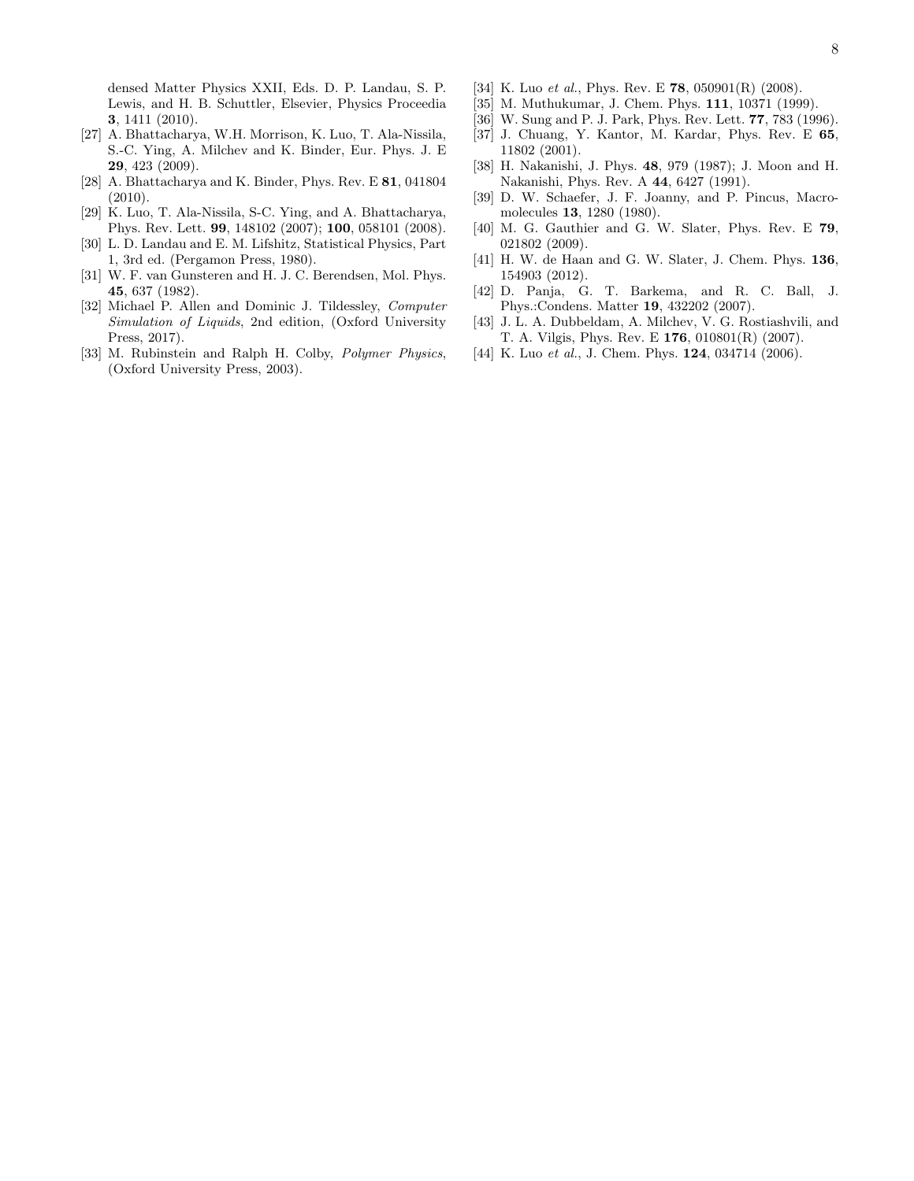densed Matter Physics XXII, Eds. D. P. Landau, S. P. Lewis, and H. B. Schuttler, Elsevier, Physics Proceedia **3**, 1411 (2010).

[27] A. Bhattacharya, W.H. Morrison, K. Luo, T. Ala-Nissila, S.-C. Ying, A. Milchev and K. Binder, Eur. Phys. J. E **29**, 423 (2009).

[28] A. Bhattacharya and K. Binder, Phys. Rev. E **81**, 041804 (2010).

[29] K. Luo, T. Ala-Nissila, S-C. Ying, and A. Bhattacharya, Phys. Rev. Lett. **99**, 148102 (2007); **100**, 058101 (2008).

[30] L. D. Landau and E. M. Lifshitz, Statistical Physics, Part 1, 3rd ed. (Pergamon Press, 1980).

[31] W. F. van Gunsteren and H. J. C. Berendsen, Mol. Phys. **45**, 637 (1982).

[32] Michael P. Allen and Dominic J. Tildessley, *Computer Simulation of Liquids*, 2nd edition, (Oxford University Press, 2017).

[33] M. Rubinstein and Ralph H. Colby, *Polymer Physics*, (Oxford University Press, 2003).

[34] K. Luo *et al.*, Phys. Rev. E **78**, 050901(R) (2008).

[35] M. Muthukumar, J. Chem. Phys. **111**, 10371 (1999).

[36] W. Sung and P. J. Park, Phys. Rev. Lett. **77**, 783 (1996).

[37] J. Chuang, Y. Kantor, M. Kardar, Phys. Rev. E **65**, 11802 (2001).

[38] H. Nakanishi, J. Phys. **48**, 979 (1987); J. Moon and H. Nakanishi, Phys. Rev. A **44**, 6427 (1991).

[39] D. W. Schaefer, J. F. Joanny, and P. Pincus, Macromolecules **13**, 1280 (1980).

[40] M. G. Gauthier and G. W. Slater, Phys. Rev. E **79**, 021802 (2009).

[41] H. W. de Haan and G. W. Slater, J. Chem. Phys. **136**, 154903 (2012).

[42] D. Panja, G. T. Barkema, and R. C. Ball, J. Phys.:Condens. Matter **19**, 432202 (2007).

[43] J. L. A. Dubbeldam, A. Milchev, V. G. Rostiashvili, and T. A. Vilgis, Phys. Rev. E **176**, 010801(R) (2007).

[44] K. Luo *et al.*, J. Chem. Phys. **124**, 034714 (2006).